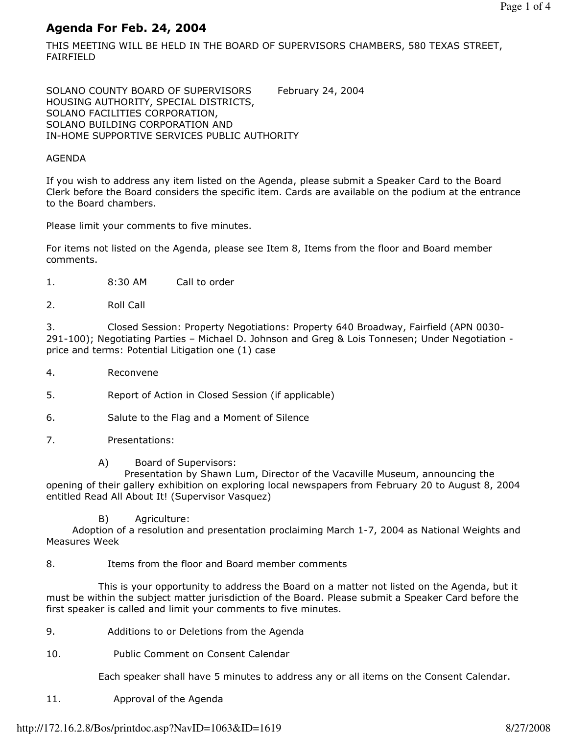# Agenda For Feb. 24, 2004

THIS MEETING WILL BE HELD IN THE BOARD OF SUPERVISORS CHAMBERS, 580 TEXAS STREET, FAIRFIELD

SOLANO COUNTY BOARD OF SUPERVISORS February 24, 2004
HOUSING AUTHORITY, SPECIAL DISTRICTS,
SOLANO FACILITIES CORPORATION,
SOLANO BUILDING CORPORATION AND
IN-HOME SUPPORTIVE SERVICES PUBLIC AUTHORITY

AGENDA

If you wish to address any item listed on the Agenda, please submit a Speaker Card to the Board Clerk before the Board considers the specific item. Cards are available on the podium at the entrance to the Board chambers.

Please limit your comments to five minutes.

For items not listed on the Agenda, please see Item 8, Items from the floor and Board member comments.

1. 8:30 AM Call to order

2. Roll Call

3. Closed Session: Property Negotiations: Property 640 Broadway, Fairfield (APN 0030-291-100); Negotiating Parties – Michael D. Johnson and Greg & Lois Tonnesen; Under Negotiation - price and terms: Potential Litigation one (1) case

4. Reconvene

5. Report of Action in Closed Session (if applicable)

6. Salute to the Flag and a Moment of Silence

7. Presentations:

   A) Board of Supervisors:
   Presentation by Shawn Lum, Director of the Vacaville Museum, announcing the opening of their gallery exhibition on exploring local newspapers from February 20 to August 8, 2004 entitled Read All About It! (Supervisor Vasquez)

   B) Agriculture:
   Adoption of a resolution and presentation proclaiming March 1-7, 2004 as National Weights and Measures Week

8. Items from the floor and Board member comments

   This is your opportunity to address the Board on a matter not listed on the Agenda, but it must be within the subject matter jurisdiction of the Board. Please submit a Speaker Card before the first speaker is called and limit your comments to five minutes.

9. Additions to or Deletions from the Agenda

10. Public Comment on Consent Calendar

    Each speaker shall have 5 minutes to address any or all items on the Consent Calendar.

11. Approval of the Agenda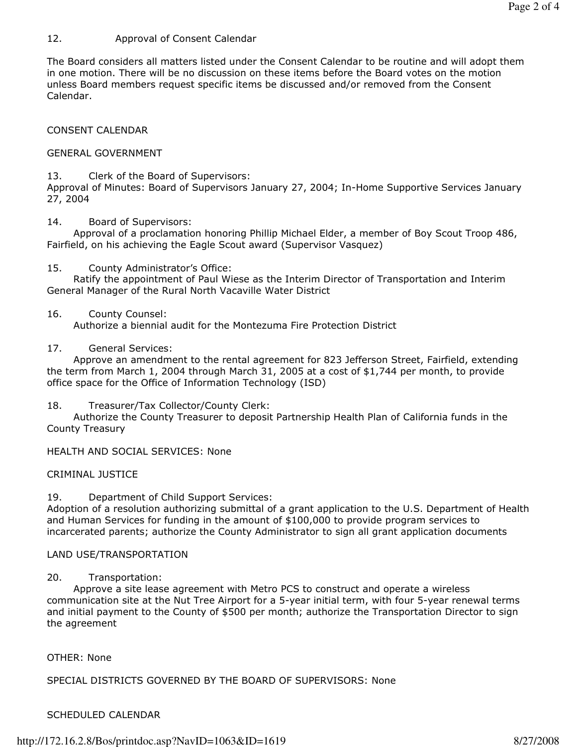12. Approval of Consent Calendar

The Board considers all matters listed under the Consent Calendar to be routine and will adopt them in one motion. There will be no discussion on these items before the Board votes on the motion unless Board members request specific items be discussed and/or removed from the Consent Calendar.

CONSENT CALENDAR

GENERAL GOVERNMENT

13. Clerk of the Board of Supervisors:
Approval of Minutes: Board of Supervisors January 27, 2004; In-Home Supportive Services January 27, 2004

14. Board of Supervisors:
Approval of a proclamation honoring Phillip Michael Elder, a member of Boy Scout Troop 486, Fairfield, on his achieving the Eagle Scout award (Supervisor Vasquez)

15. County Administrator's Office:
Ratify the appointment of Paul Wiese as the Interim Director of Transportation and Interim General Manager of the Rural North Vacaville Water District

16. County Counsel:
Authorize a biennial audit for the Montezuma Fire Protection District

17. General Services:
Approve an amendment to the rental agreement for 823 Jefferson Street, Fairfield, extending the term from March 1, 2004 through March 31, 2005 at a cost of $1,744 per month, to provide office space for the Office of Information Technology (ISD)

18. Treasurer/Tax Collector/County Clerk:
Authorize the County Treasurer to deposit Partnership Health Plan of California funds in the County Treasury

HEALTH AND SOCIAL SERVICES: None

CRIMINAL JUSTICE

19. Department of Child Support Services:
Adoption of a resolution authorizing submittal of a grant application to the U.S. Department of Health and Human Services for funding in the amount of $100,000 to provide program services to incarcerated parents; authorize the County Administrator to sign all grant application documents

LAND USE/TRANSPORTATION

20. Transportation:
Approve a site lease agreement with Metro PCS to construct and operate a wireless communication site at the Nut Tree Airport for a 5-year initial term, with four 5-year renewal terms and initial payment to the County of $500 per month; authorize the Transportation Director to sign the agreement

OTHER: None

SPECIAL DISTRICTS GOVERNED BY THE BOARD OF SUPERVISORS: None

SCHEDULED CALENDAR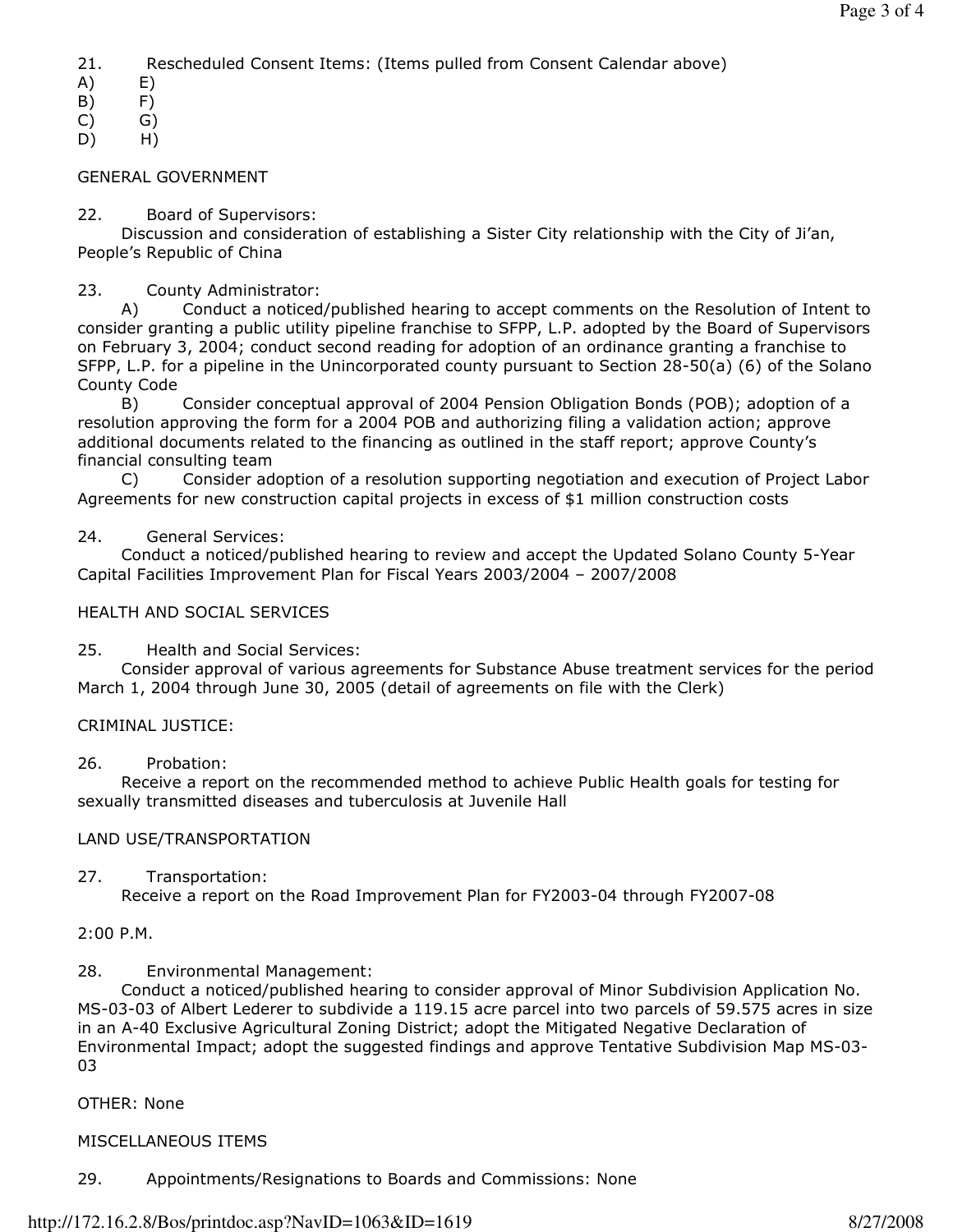21. Rescheduled Consent Items: (Items pulled from Consent Calendar above)

A) E)
B) F)
C) G)
D) H)

GENERAL GOVERNMENT

22. Board of Supervisors:
Discussion and consideration of establishing a Sister City relationship with the City of Ji'an, People's Republic of China

23. County Administrator:
A) Conduct a noticed/published hearing to accept comments on the Resolution of Intent to consider granting a public utility pipeline franchise to SFPP, L.P. adopted by the Board of Supervisors on February 3, 2004; conduct second reading for adoption of an ordinance granting a franchise to SFPP, L.P. for a pipeline in the Unincorporated county pursuant to Section 28-50(a) (6) of the Solano County Code
B) Consider conceptual approval of 2004 Pension Obligation Bonds (POB); adoption of a resolution approving the form for a 2004 POB and authorizing filing a validation action; approve additional documents related to the financing as outlined in the staff report; approve County's financial consulting team
C) Consider adoption of a resolution supporting negotiation and execution of Project Labor Agreements for new construction capital projects in excess of $1 million construction costs

24. General Services:
Conduct a noticed/published hearing to review and accept the Updated Solano County 5-Year Capital Facilities Improvement Plan for Fiscal Years 2003/2004 – 2007/2008

HEALTH AND SOCIAL SERVICES

25. Health and Social Services:
Consider approval of various agreements for Substance Abuse treatment services for the period March 1, 2004 through June 30, 2005 (detail of agreements on file with the Clerk)

CRIMINAL JUSTICE:

26. Probation:
Receive a report on the recommended method to achieve Public Health goals for testing for sexually transmitted diseases and tuberculosis at Juvenile Hall

LAND USE/TRANSPORTATION

27. Transportation:
Receive a report on the Road Improvement Plan for FY2003-04 through FY2007-08

2:00 P.M.

28. Environmental Management:
Conduct a noticed/published hearing to consider approval of Minor Subdivision Application No. MS-03-03 of Albert Lederer to subdivide a 119.15 acre parcel into two parcels of 59.575 acres in size in an A-40 Exclusive Agricultural Zoning District; adopt the Mitigated Negative Declaration of Environmental Impact; adopt the suggested findings and approve Tentative Subdivision Map MS-03-03

OTHER: None

MISCELLANEOUS ITEMS

29. Appointments/Resignations to Boards and Commissions: None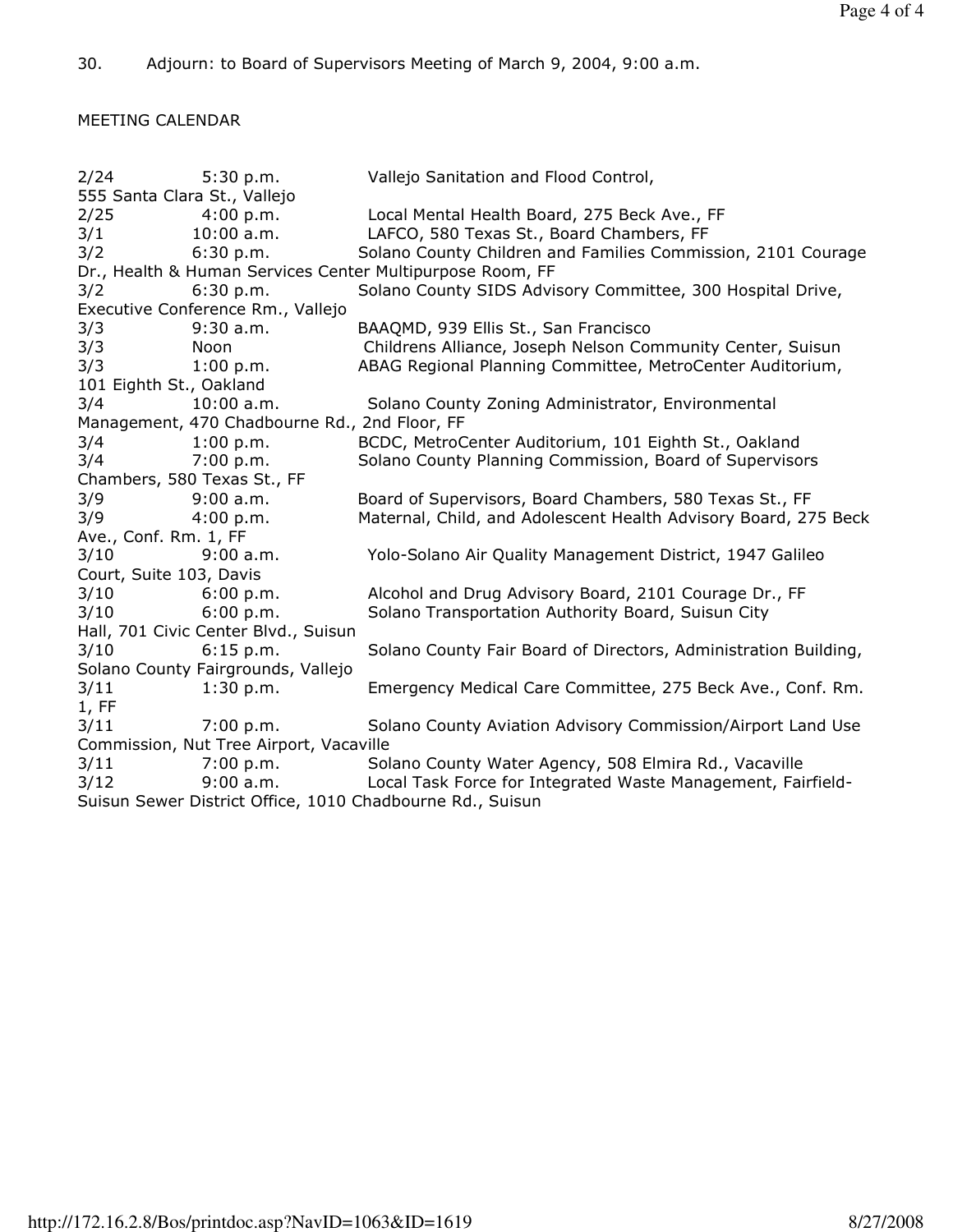30. Adjourn: to Board of Supervisors Meeting of March 9, 2004, 9:00 a.m.

MEETING CALENDAR

| | | |
|---|---|---|
| 2/24 | 5:30 p.m. | Vallejo Sanitation and Flood Control, 555 Santa Clara St., Vallejo |
| 2/25 | 4:00 p.m. | Local Mental Health Board, 275 Beck Ave., FF |
| 3/1 | 10:00 a.m. | LAFCO, 580 Texas St., Board Chambers, FF |
| 3/2 | 6:30 p.m. | Solano County Children and Families Commission, 2101 Courage Dr., Health & Human Services Center Multipurpose Room, FF |
| 3/2 | 6:30 p.m. | Solano County SIDS Advisory Committee, 300 Hospital Drive, Executive Conference Rm., Vallejo |
| 3/3 | 9:30 a.m. | BAAQMD, 939 Ellis St., San Francisco |
| 3/3 | Noon | Childrens Alliance, Joseph Nelson Community Center, Suisun |
| 3/3 | 1:00 p.m. | ABAG Regional Planning Committee, MetroCenter Auditorium, 101 Eighth St., Oakland |
| 3/4 | 10:00 a.m. | Solano County Zoning Administrator, Environmental Management, 470 Chadbourne Rd., 2nd Floor, FF |
| 3/4 | 1:00 p.m. | BCDC, MetroCenter Auditorium, 101 Eighth St., Oakland |
| 3/4 | 7:00 p.m. | Solano County Planning Commission, Board of Supervisors Chambers, 580 Texas St., FF |
| 3/9 | 9:00 a.m. | Board of Supervisors, Board Chambers, 580 Texas St., FF |
| 3/9 | 4:00 p.m. | Maternal, Child, and Adolescent Health Advisory Board, 275 Beck Ave., Conf. Rm. 1, FF |
| 3/10 | 9:00 a.m. | Yolo-Solano Air Quality Management District, 1947 Galileo Court, Suite 103, Davis |
| 3/10 | 6:00 p.m. | Alcohol and Drug Advisory Board, 2101 Courage Dr., FF |
| 3/10 | 6:00 p.m. | Solano Transportation Authority Board, Suisun City Hall, 701 Civic Center Blvd., Suisun |
| 3/10 | 6:15 p.m. | Solano County Fair Board of Directors, Administration Building, Solano County Fairgrounds, Vallejo |
| 3/11 | 1:30 p.m. | Emergency Medical Care Committee, 275 Beck Ave., Conf. Rm. 1, FF |
| 3/11 | 7:00 p.m. | Solano County Aviation Advisory Commission/Airport Land Use Commission, Nut Tree Airport, Vacaville |
| 3/11 | 7:00 p.m. | Solano County Water Agency, 508 Elmira Rd., Vacaville |
| 3/12 | 9:00 a.m. | Local Task Force for Integrated Waste Management, Fairfield-Suisun Sewer District Office, 1010 Chadbourne Rd., Suisun |